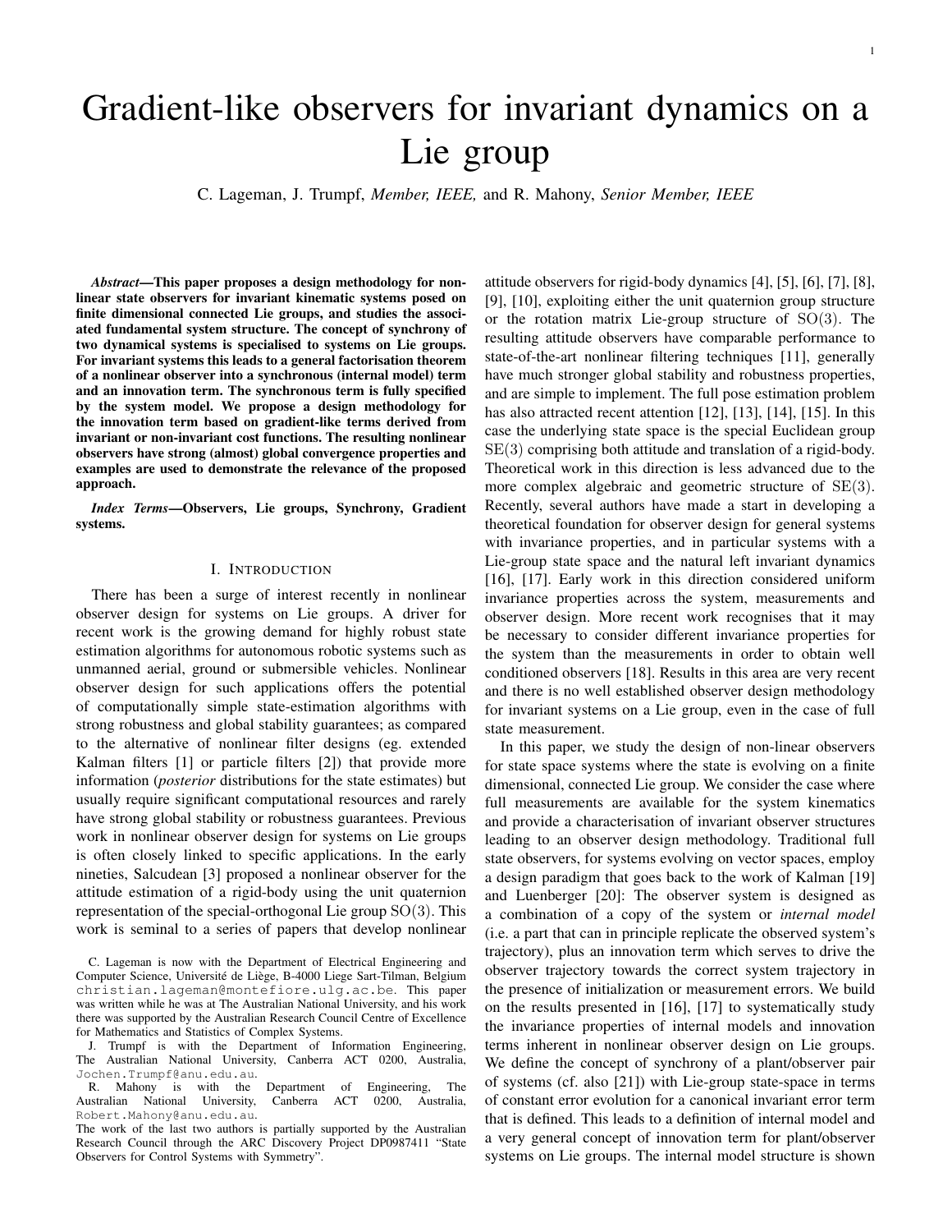# Gradient-like observers for invariant dynamics on a Lie group

C. Lageman, J. Trumpf, *Member, IEEE,* and R. Mahony, *Senior Member, IEEE*

***Abstract*—This paper proposes a design methodology for nonlinear state observers for invariant kinematic systems posed on finite dimensional connected Lie groups, and studies the associated fundamental system structure. The concept of synchrony of two dynamical systems is specialised to systems on Lie groups. For invariant systems this leads to a general factorisation theorem of a nonlinear observer into a synchronous (internal model) term and an innovation term. The synchronous term is fully specified by the system model. We propose a design methodology for the innovation term based on gradient-like terms derived from invariant or non-invariant cost functions. The resulting nonlinear observers have strong (almost) global convergence properties and examples are used to demonstrate the relevance of the proposed approach.**

***Index Terms*—Observers, Lie groups, Synchrony, Gradient systems.**

## I. Introduction

There has been a surge of interest recently in nonlinear observer design for systems on Lie groups. A driver for recent work is the growing demand for highly robust state estimation algorithms for autonomous robotic systems such as unmanned aerial, ground or submersible vehicles. Nonlinear observer design for such applications offers the potential of computationally simple state-estimation algorithms with strong robustness and global stability guarantees; as compared to the alternative of nonlinear filter designs (eg. extended Kalman filters [1] or particle filters [2]) that provide more information (*posterior* distributions for the state estimates) but usually require significant computational resources and rarely have strong global stability or robustness guarantees. Previous work in nonlinear observer design for systems on Lie groups is often closely linked to specific applications. In the early nineties, Salcudean [3] proposed a nonlinear observer for the attitude estimation of a rigid-body using the unit quaternion representation of the special-orthogonal Lie group $\mathrm{SO}(3)$. This work is seminal to a series of papers that develop nonlinear attitude observers for rigid-body dynamics [4], [5], [6], [7], [8], [9], [10], exploiting either the unit quaternion group structure or the rotation matrix Lie-group structure of $\mathrm{SO}(3)$. The resulting attitude observers have comparable performance to state-of-the-art nonlinear filtering techniques [11], generally have much stronger global stability and robustness properties, and are simple to implement. The full pose estimation problem has also attracted recent attention [12], [13], [14], [15]. In this case the underlying state space is the special Euclidean group $\mathrm{SE}(3)$ comprising both attitude and translation of a rigid-body. Theoretical work in this direction is less advanced due to the more complex algebraic and geometric structure of $\mathrm{SE}(3)$. Recently, several authors have made a start in developing a theoretical foundation for observer design for general systems with invariance properties, and in particular systems with a Lie-group state space and the natural left invariant dynamics [16], [17]. Early work in this direction considered uniform invariance properties across the system, measurements and observer design. More recent work recognises that it may be necessary to consider different invariance properties for the system than the measurements in order to obtain well conditioned observers [18]. Results in this area are very recent and there is no well established observer design methodology for invariant systems on a Lie group, even in the case of full state measurement.

In this paper, we study the design of non-linear observers for state space systems where the state is evolving on a finite dimensional, connected Lie group. We consider the case where full measurements are available for the system kinematics and provide a characterisation of invariant observer structures leading to an observer design methodology. Traditional full state observers, for systems evolving on vector spaces, employ a design paradigm that goes back to the work of Kalman [19] and Luenberger [20]: The observer system is designed as a combination of a copy of the system or *internal model* (i.e. a part that can in principle replicate the observed system's trajectory), plus an innovation term which serves to drive the observer trajectory towards the correct system trajectory in the presence of initialization or measurement errors. We build on the results presented in [16], [17] to systematically study the invariance properties of internal models and innovation terms inherent in nonlinear observer design on Lie groups. We define the concept of synchrony of a plant/observer pair of systems (cf. also [21]) with Lie-group state-space in terms of constant error evolution for a canonical invariant error term that is defined. This leads to a definition of internal model and a very general concept of innovation term for plant/observer systems on Lie groups. The internal model structure is shown

C. Lageman is now with the Department of Electrical Engineering and Computer Science, Université de Liège, B-4000 Liege Sart-Tilman, Belgium christian.lageman@montefiore.ulg.ac.be. This paper was written while he was at The Australian National University, and his work there was supported by the Australian Research Council Centre of Excellence for Mathematics and Statistics of Complex Systems.

J. Trumpf is with the Department of Information Engineering, The Australian National University, Canberra ACT 0200, Australia, Jochen.Trumpf@anu.edu.au.

R. Mahony is with the Department of Engineering, The Australian National University, Canberra ACT 0200, Australia, Robert.Mahony@anu.edu.au.

The work of the last two authors is partially supported by the Australian Research Council through the ARC Discovery Project DP0987411 "State Observers for Control Systems with Symmetry".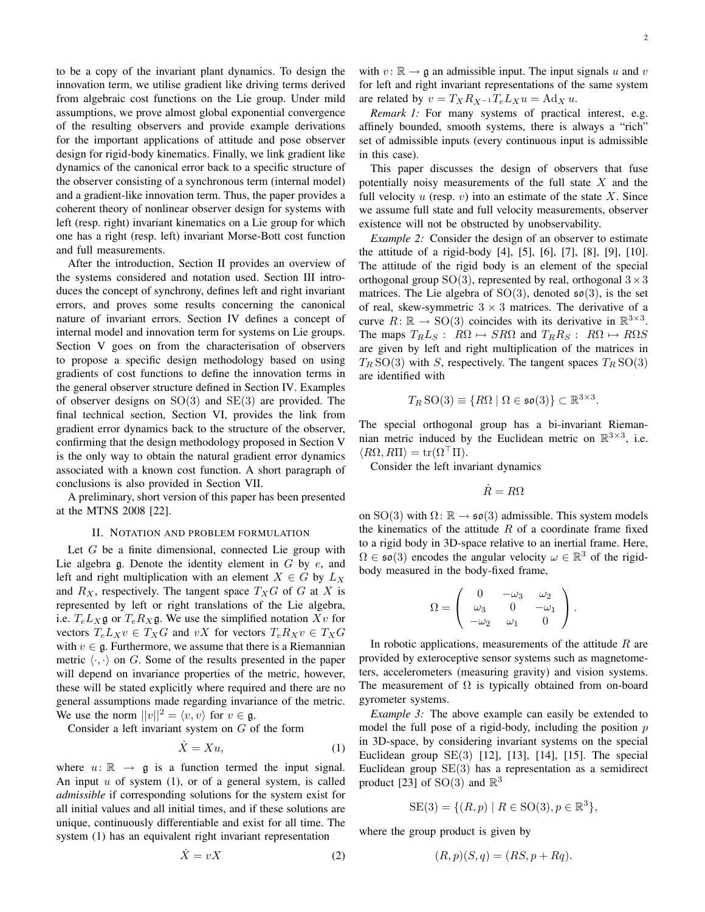to be a copy of the invariant plant dynamics. To design the innovation term, we utilise gradient like driving terms derived from algebraic cost functions on the Lie group. Under mild assumptions, we prove almost global exponential convergence of the resulting observers and provide example derivations for the important applications of attitude and pose observer design for rigid-body kinematics. Finally, we link gradient like dynamics of the canonical error back to a specific structure of the observer consisting of a synchronous term (internal model) and a gradient-like innovation term. Thus, the paper provides a coherent theory of nonlinear observer design for systems with left (resp. right) invariant kinematics on a Lie group for which one has a right (resp. left) invariant Morse-Bott cost function and full measurements.

After the introduction, Section II provides an overview of the systems considered and notation used. Section III introduces the concept of synchrony, defines left and right invariant errors, and proves some results concerning the canonical nature of invariant errors. Section IV defines a concept of internal model and innovation term for systems on Lie groups. Section V goes on from the characterisation of observers to propose a specific design methodology based on using gradients of cost functions to define the innovation terms in the general observer structure defined in Section IV. Examples of observer designs on $\mathrm{SO}(3)$ and $\mathrm{SE}(3)$ are provided. The final technical section, Section VI, provides the link from gradient error dynamics back to the structure of the observer, confirming that the design methodology proposed in Section V is the only way to obtain the natural gradient error dynamics associated with a known cost function. A short paragraph of conclusions is also provided in Section VII.

A preliminary, short version of this paper has been presented at the MTNS 2008 [22].

## II. Notation and problem formulation

Let $G$ be a finite dimensional, connected Lie group with Lie algebra $\mathfrak{g}$. Denote the identity element in $G$ by $e$, and left and right multiplication with an element $X \in G$ by $L_X$ and $R_X$, respectively. The tangent space $T_X G$ of $G$ at $X$ is represented by left or right translations of the Lie algebra, i.e. $T_e L_X \mathfrak{g}$ or $T_e R_X \mathfrak{g}$. We use the simplified notation $Xv$ for vectors $T_e L_X v \in T_X G$ and $vX$ for vectors $T_e R_X v \in T_X G$ with $v \in \mathfrak{g}$. Furthermore, we assume that there is a Riemannian metric $\langle \cdot, \cdot \rangle$ on $G$. Some of the results presented in the paper will depend on invariance properties of the metric, however, these will be stated explicitly where required and there are no general assumptions made regarding invariance of the metric. We use the norm $||v||^2 = \langle v, v \rangle$ for $v \in \mathfrak{g}$.

Consider a left invariant system on $G$ of the form

$$\dot{X} = Xu, \tag{1}$$

where $u \colon \mathbb{R} \to \mathfrak{g}$ is a function termed the input signal. An input $u$ of system (1), or of a general system, is called *admissible* if corresponding solutions for the system exist for all initial values and all initial times, and if these solutions are unique, continuously differentiable and exist for all time. The system (1) has an equivalent right invariant representation

$$\dot{X} = vX \tag{2}$$

with $v \colon \mathbb{R} \to \mathfrak{g}$ an admissible input. The input signals $u$ and $v$ for left and right invariant representations of the same system are related by $v = T_X R_{X^{-1}} T_e L_X u = \mathrm{Ad}_X u$.

*Remark 1:* For many systems of practical interest, e.g. affinely bounded, smooth systems, there is always a "rich" set of admissible inputs (every continuous input is admissible in this case).

This paper discusses the design of observers that fuse potentially noisy measurements of the full state $X$ and the full velocity $u$ (resp. $v$) into an estimate of the state $X$. Since we assume full state and full velocity measurements, observer existence will not be obstructed by unobservability.

*Example 2:* Consider the design of an observer to estimate the attitude of a rigid-body [4], [5], [6], [7], [8], [9], [10]. The attitude of the rigid body is an element of the special orthogonal group $\mathrm{SO}(3)$, represented by real, orthogonal $3 \times 3$ matrices. The Lie algebra of $\mathrm{SO}(3)$, denoted $\mathfrak{so}(3)$, is the set of real, skew-symmetric $3 \times 3$ matrices. The derivative of a curve $R \colon \mathbb{R} \to \mathrm{SO}(3)$ coincides with its derivative in $\mathbb{R}^{3 \times 3}$. The maps $T_R L_S : \ R\Omega \mapsto SR\Omega$ and $T_R R_S : \ R\Omega \mapsto R\Omega S$ are given by left and right multiplication of the matrices in $T_R \mathrm{SO}(3)$ with $S$, respectively. The tangent spaces $T_R \mathrm{SO}(3)$ are identified with

$$T_R \mathrm{SO}(3) \equiv \{R\Omega \mid \Omega \in \mathfrak{so}(3)\} \subset \mathbb{R}^{3 \times 3}.$$

The special orthogonal group has a bi-invariant Riemannian metric induced by the Euclidean metric on $\mathbb{R}^{3 \times 3}$, i.e. $\langle R\Omega, R\Pi \rangle = \mathrm{tr}(\Omega^\top \Pi)$.

Consider the left invariant dynamics

$$\dot{R} = R\Omega$$

on $\mathrm{SO}(3)$ with $\Omega \colon \mathbb{R} \to \mathfrak{so}(3)$ admissible. This system models the kinematics of the attitude $R$ of a coordinate frame fixed to a rigid body in 3D-space relative to an inertial frame. Here, $\Omega \in \mathfrak{so}(3)$ encodes the angular velocity $\omega \in \mathbb{R}^3$ of the rigid-body measured in the body-fixed frame,

$$\Omega = \begin{pmatrix} 0 & -\omega_3 & \omega_2 \\ \omega_3 & 0 & -\omega_1 \\ -\omega_2 & \omega_1 & 0 \end{pmatrix}.$$

In robotic applications, measurements of the attitude $R$ are provided by exteroceptive sensor systems such as magnetometers, accelerometers (measuring gravity) and vision systems. The measurement of $\Omega$ is typically obtained from on-board gyrometer systems.

*Example 3:* The above example can easily be extended to model the full pose of a rigid-body, including the position $p$ in 3D-space, by considering invariant systems on the special Euclidean group $\mathrm{SE}(3)$ [12], [13], [14], [15]. The special Euclidean group $\mathrm{SE}(3)$ has a representation as a semidirect product [23] of $\mathrm{SO}(3)$ and $\mathbb{R}^3$

$$\mathrm{SE}(3) = \{(R, p) \mid R \in \mathrm{SO}(3), p \in \mathbb{R}^3\},$$

where the group product is given by

$$(R, p)(S, q) = (RS, p + Rq).$$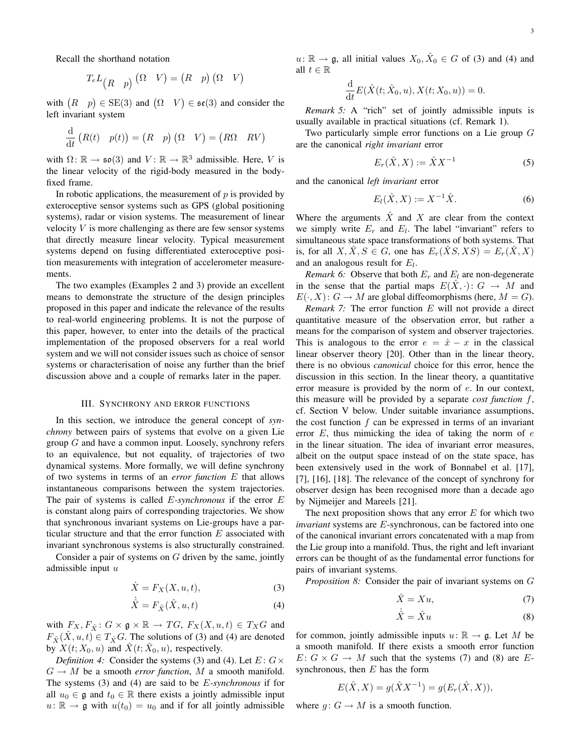Recall the shorthand notation

$$T_e L_{\begin{pmatrix} R & p \end{pmatrix}} \begin{pmatrix} \Omega & V \end{pmatrix} = \begin{pmatrix} R & p \end{pmatrix} \begin{pmatrix} \Omega & V \end{pmatrix}$$

with $\begin{pmatrix} R & p \end{pmatrix} \in \mathrm{SE}(3)$ and $\begin{pmatrix} \Omega & V \end{pmatrix} \in \mathfrak{se}(3)$ and consider the left invariant system

$$\frac{\mathrm{d}}{\mathrm{d}t} \begin{pmatrix} R(t) & p(t) \end{pmatrix} = \begin{pmatrix} R & p \end{pmatrix} \begin{pmatrix} \Omega & V \end{pmatrix} = \begin{pmatrix} R\Omega & RV \end{pmatrix}$$

with $\Omega\colon \mathbb{R} \to \mathfrak{so}(3)$ and $V\colon \mathbb{R} \to \mathbb{R}^3$ admissible. Here, $V$ is the linear velocity of the rigid-body measured in the body-fixed frame.

In robotic applications, the measurement of $p$ is provided by exteroceptive sensor systems such as GPS (global positioning systems), radar or vision systems. The measurement of linear velocity $V$ is more challenging as there are few sensor systems that directly measure linear velocity. Typical measurement systems depend on fusing differentiated exteroceptive position measurements with integration of accelerometer measurements.

The two examples (Examples 2 and 3) provide an excellent means to demonstrate the structure of the design principles proposed in this paper and indicate the relevance of the results to real-world engineering problems. It is not the purpose of this paper, however, to enter into the details of the practical implementation of the proposed observers for a real world system and we will not consider issues such as choice of sensor systems or characterisation of noise any further than the brief discussion above and a couple of remarks later in the paper.

## III. Synchrony and error functions

In this section, we introduce the general concept of *synchrony* between pairs of systems that evolve on a given Lie group $G$ and have a common input. Loosely, synchrony refers to an equivalence, but not equality, of trajectories of two dynamical systems. More formally, we will define synchrony of two systems in terms of an *error function* $E$ that allows instantaneous comparisons between the system trajectories. The pair of systems is called $E$*-synchronous* if the error $E$ is constant along pairs of corresponding trajectories. We show that synchronous invariant systems on Lie-groups have a particular structure and that the error function $E$ associated with invariant synchronous systems is also structurally constrained.

Consider a pair of systems on $G$ driven by the same, jointly admissible input $u$

$$\dot{X} = F_X(X, u, t), \tag{3}$$

$$\dot{\hat{X}} = F_{\hat{X}}(\hat{X}, u, t) \tag{4}$$

with $F_X, F_{\hat{X}}\colon G \times \mathfrak{g} \times \mathbb{R} \to TG$, $F_X(X,u,t) \in T_X G$ and $F_{\hat{X}}(\hat{X}, u, t) \in T_{\hat{X}} G$. The solutions of (3) and (4) are denoted by $X(t; X_0, u)$ and $\hat{X}(t; \hat{X}_0, u)$, respectively.

*Definition 4:* Consider the systems (3) and (4). Let $E\colon G \times G \to M$ be a smooth *error function*, $M$ a smooth manifold. The systems (3) and (4) are said to be $E$*-synchronous* if for all $u_0 \in \mathfrak{g}$ and $t_0 \in \mathbb{R}$ there exists a jointly admissible input $u\colon \mathbb{R} \to \mathfrak{g}$ with $u(t_0) = u_0$ and if for all jointly admissible $u\colon \mathbb{R} \to \mathfrak{g}$, all initial values $X_0, \hat{X}_0 \in G$ of (3) and (4) and all $t \in \mathbb{R}$

$$\frac{\mathrm{d}}{\mathrm{d}t} E(\hat{X}(t; \hat{X}_0, u), X(t; X_0, u)) = 0.$$

*Remark 5:* A "rich" set of jointly admissible inputs is usually available in practical situations (cf. Remark 1).

Two particularly simple error functions on a Lie group $G$ are the canonical *right invariant* error

$$E_r(\hat{X}, X) := \hat{X} X^{-1} \tag{5}$$

and the canonical *left invariant* error

$$E_l(\hat{X}, X) := X^{-1} \hat{X}. \tag{6}$$

Where the arguments $\hat{X}$ and $X$ are clear from the context we simply write $E_r$ and $E_l$. The label "invariant" refers to simultaneous state space transformations of both systems. That is, for all $X, \hat{X}, S \in G$, one has $E_r(\hat{X}S, XS) = E_r(\hat{X}, X)$ and an analogous result for $E_l$.

*Remark 6:* Observe that both $E_r$ and $E_l$ are non-degenerate in the sense that the partial maps $E(\hat{X}, \cdot)\colon G \to M$ and $E(\cdot, X)\colon G \to M$ are global diffeomorphisms (here, $M = G$).

*Remark 7:* The error function $E$ will not provide a direct quantitative measure of the observation error, but rather a means for the comparison of system and observer trajectories. This is analogous to the error $e = \hat{x} - x$ in the classical linear observer theory [20]. Other than in the linear theory, there is no obvious *canonical* choice for this error, hence the discussion in this section. In the linear theory, a quantitative error measure is provided by the norm of $e$. In our context, this measure will be provided by a separate *cost function* $f$, cf. Section V below. Under suitable invariance assumptions, the cost function $f$ can be expressed in terms of an invariant error $E$, thus mimicking the idea of taking the norm of $e$ in the linear situation. The idea of invariant error measures, albeit on the output space instead of on the state space, has been extensively used in the work of Bonnabel et al. [17], [7], [16], [18]. The relevance of the concept of synchrony for observer design has been recognised more than a decade ago by Nijmeijer and Mareels [21].

The next proposition shows that any error $E$ for which two *invariant* systems are $E$-synchronous, can be factored into one of the canonical invariant errors concatenated with a map from the Lie group into a manifold. Thus, the right and left invariant errors can be thought of as the fundamental error functions for pairs of invariant systems.

*Proposition 8:* Consider the pair of invariant systems on $G$

$$\dot{X} = Xu, \tag{7}$$

$$\dot{\hat{X}} = \hat{X}u \tag{8}$$

for common, jointly admissible inputs $u\colon \mathbb{R} \to \mathfrak{g}$. Let $M$ be a smooth manifold. If there exists a smooth error function $E\colon G \times G \to M$ such that the systems (7) and (8) are $E$-synchronous, then $E$ has the form

$$E(\hat{X}, X) = g(\hat{X} X^{-1}) = g(E_r(\hat{X}, X)),$$

where $g\colon G \to M$ is a smooth function.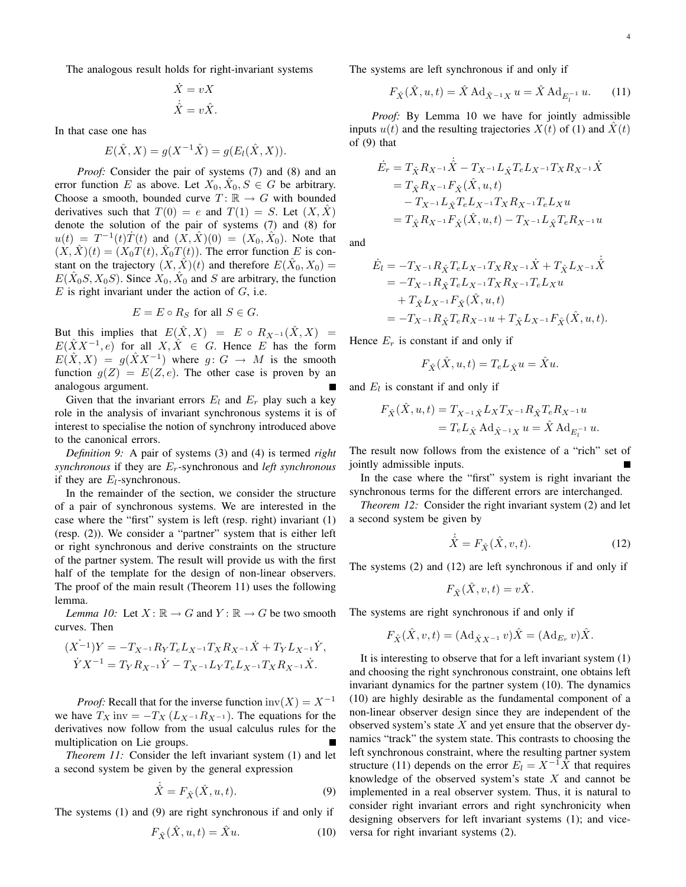The analogous result holds for right-invariant systems

$$\dot{X} = vX$$
$$\dot{\hat{X}} = v\hat{X}.$$

In that case one has

$$E(\hat{X}, X) = g(X^{-1}\hat{X}) = g(E_l(\hat{X}, X)).$$

*Proof:* Consider the pair of systems (7) and (8) and an error function $E$ as above. Let $X_0, \hat{X}_0, S \in G$ be arbitrary. Choose a smooth, bounded curve $T: \mathbb{R} \to G$ with bounded derivatives such that $T(0) = e$ and $T(1) = S$. Let $(X, \hat{X})$ denote the solution of the pair of systems (7) and (8) for $u(t) = T^{-1}(t)\dot{T}(t)$ and $(X, \hat{X})(0) = (X_0, \hat{X}_0)$. Note that $(X, \hat{X})(t) = (X_0 T(t), \hat{X}_0 T(t))$. The error function $E$ is constant on the trajectory $(X, \hat{X})(t)$ and therefore $E(\hat{X}_0, X_0) = E(\hat{X}_0 S, X_0 S)$. Since $X_0, \hat{X}_0$ and $S$ are arbitrary, the function $E$ is right invariant under the action of $G$, i.e.

$$E = E \circ R_S \text{ for all } S \in G.$$

But this implies that $E(\hat{X}, X) = E \circ R_{X^{-1}}(\hat{X}, X) = E(\hat{X}X^{-1}, e)$ for all $X, \hat{X} \in G$. Hence $E$ has the form $E(\hat{X}, X) = g(\hat{X}X^{-1})$ where $g: G \to M$ is the smooth function $g(Z) = E(Z, e)$. The other case is proven by an analogous argument. ∎

Given that the invariant errors $E_l$ and $E_r$ play such a key role in the analysis of invariant synchronous systems it is of interest to specialise the notion of synchrony introduced above to the canonical errors.

*Definition 9:* A pair of systems (3) and (4) is termed *right synchronous* if they are $E_r$-synchronous and *left synchronous* if they are $E_l$-synchronous.

In the remainder of the section, we consider the structure of a pair of synchronous systems. We are interested in the case where the "first" system is left (resp. right) invariant (1) (resp. (2)). We consider a "partner" system that is either left or right synchronous and derive constraints on the structure of the partner system. The result will provide us with the first half of the template for the design of non-linear observers. The proof of the main result (Theorem 11) uses the following lemma.

*Lemma 10:* Let $X: \mathbb{R} \to G$ and $Y: \mathbb{R} \to G$ be two smooth curves. Then

$$\dot{(X^{-1})}Y = -T_{X^{-1}} R_Y T_e L_{X^{-1}} T_X R_{X^{-1}} \dot{X} + T_Y L_{X^{-1}} \dot{Y},$$
$$\dot{Y} X^{-1} = T_Y R_{X^{-1}} \dot{Y} - T_{X^{-1}} L_Y T_e L_{X^{-1}} T_X R_{X^{-1}} \dot{X}.$$

*Proof:* Recall that for the inverse function $\text{inv}(X) = X^{-1}$ we have $T_X \text{inv} = -T_X (L_{X^{-1}} R_{X^{-1}})$. The equations for the derivatives now follow from the usual calculus rules for the multiplication on Lie groups. ∎

*Theorem 11:* Consider the left invariant system (1) and let a second system be given by the general expression

$$\dot{\hat{X}} = F_{\hat{X}}(\hat{X}, u, t). \tag{9}$$

The systems (1) and (9) are right synchronous if and only if

$$F_{\hat{X}}(\hat{X}, u, t) = \hat{X}u. \tag{10}$$

The systems are left synchronous if and only if

$$F_{\hat{X}}(\hat{X}, u, t) = \hat{X} \operatorname{Ad}_{\hat{X}^{-1}X} u = \hat{X} \operatorname{Ad}_{E_l^{-1}} u. \tag{11}$$

*Proof:* By Lemma 10 we have for jointly admissible inputs $u(t)$ and the resulting trajectories $X(t)$ of (1) and $\hat{X}(t)$ of (9) that

$$\begin{aligned}
\dot{E}_r &= T_{\hat{X}} R_{X^{-1}} \dot{\hat{X}} - T_{X^{-1}} L_{\hat{X}} T_e L_{X^{-1}} T_X R_{X^{-1}} \dot{X} \\
&= T_{\hat{X}} R_{X^{-1}} F_{\hat{X}}(\hat{X}, u, t) \\
&\quad - T_{X^{-1}} L_{\hat{X}} T_e L_{X^{-1}} T_X R_{X^{-1}} T_e L_X u \\
&= T_{\hat{X}} R_{X^{-1}} F_{\hat{X}}(\hat{X}, u, t) - T_{X^{-1}} L_{\hat{X}} T_e R_{X^{-1}} u
\end{aligned}$$

and

$$\begin{aligned}
\dot{E}_l &= -T_{X^{-1}} R_{\hat{X}} T_e L_{X^{-1}} T_X R_{X^{-1}} \dot{X} + T_{\hat{X}} L_{X^{-1}} \dot{\hat{X}} \\
&= -T_{X^{-1}} R_{\hat{X}} T_e L_{X^{-1}} T_X R_{X^{-1}} T_e L_X u \\
&\quad + T_{\hat{X}} L_{X^{-1}} F_{\hat{X}}(\hat{X}, u, t) \\
&= -T_{X^{-1}} R_{\hat{X}} T_e R_{X^{-1}} u + T_{\hat{X}} L_{X^{-1}} F_{\hat{X}}(\hat{X}, u, t).
\end{aligned}$$

Hence $E_r$ is constant if and only if

$$F_{\hat{X}}(\hat{X}, u, t) = T_e L_{\hat{X}} u = \hat{X}u.$$

and $E_l$ is constant if and only if

$$\begin{aligned}
F_{\hat{X}}(\hat{X}, u, t) &= T_{X^{-1}\hat{X}} L_X T_{X^{-1}} R_{\hat{X}} T_e R_{X^{-1}} u \\
&= T_e L_{\hat{X}} \operatorname{Ad}_{\hat{X}^{-1}X} u = \hat{X} \operatorname{Ad}_{E_l^{-1}} u.
\end{aligned}$$

The result now follows from the existence of a "rich" set of jointly admissible inputs. ∎

In the case where the "first" system is right invariant the synchronous terms for the different errors are interchanged.

*Theorem 12:* Consider the right invariant system (2) and let a second system be given by

$$\dot{\hat{X}} = F_{\hat{X}}(\hat{X}, v, t). \tag{12}$$

The systems (2) and (12) are left synchronous if and only if

$$F_{\hat{X}}(\hat{X}, v, t) = v\hat{X}.$$

The systems are right synchronous if and only if

$$F_{\hat{X}}(\hat{X}, v, t) = (\operatorname{Ad}_{\hat{X}X^{-1}} v)\hat{X} = (\operatorname{Ad}_{E_r} v)\hat{X}.$$

It is interesting to observe that for a left invariant system (1) and choosing the right synchronous constraint, one obtains left invariant dynamics for the partner system (10). The dynamics (10) are highly desirable as the fundamental component of a non-linear observer design since they are independent of the observed system's state $X$ and yet ensure that the observer dynamics "track" the system state. This contrasts to choosing the left synchronous constraint, where the resulting partner system structure (11) depends on the error $E_l = X^{-1}\hat{X}$ that requires knowledge of the observed system's state $X$ and cannot be implemented in a real observer system. Thus, it is natural to consider right invariant errors and right synchronicity when designing observers for left invariant systems (1); and vice-versa for right invariant systems (2).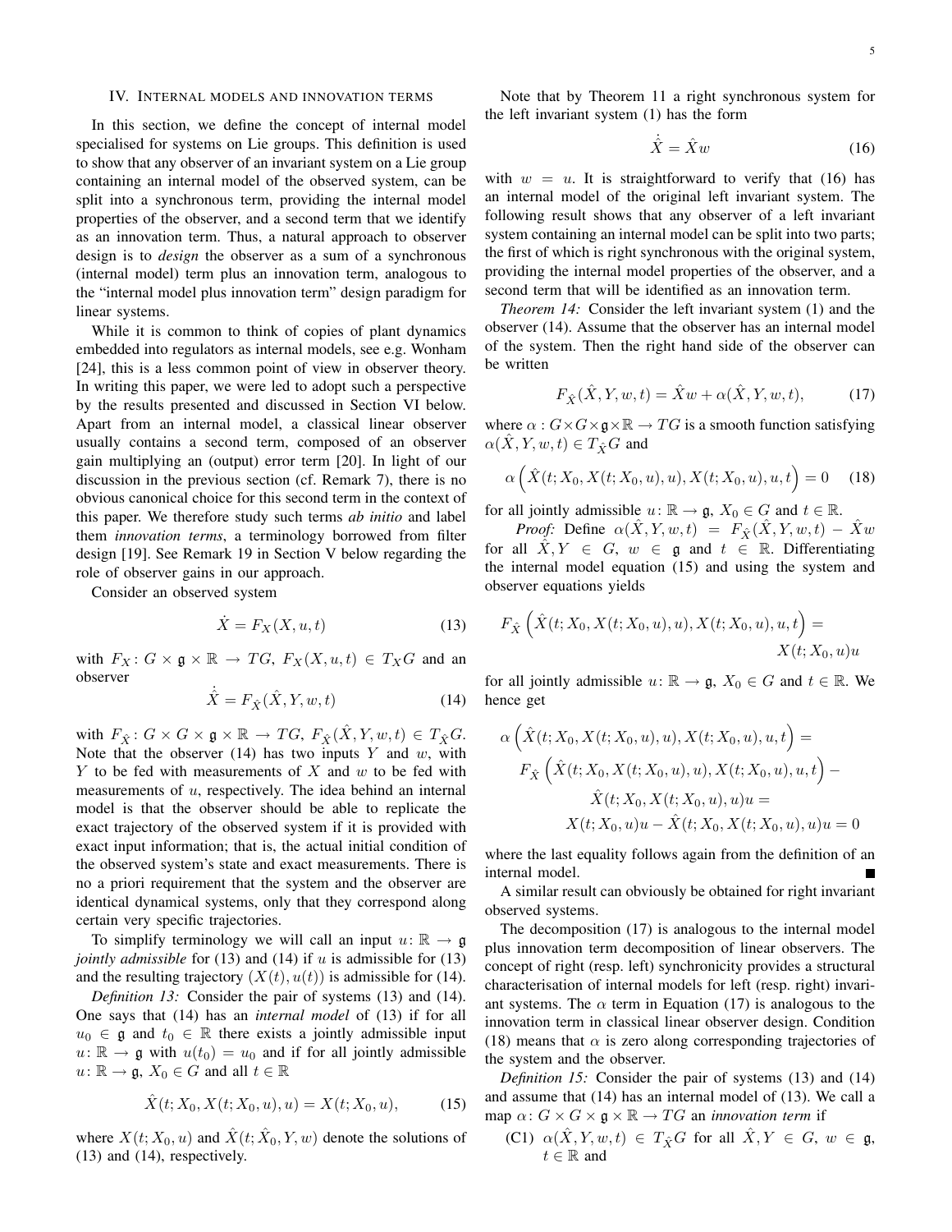## IV. Internal models and innovation terms

In this section, we define the concept of internal model specialised for systems on Lie groups. This definition is used to show that any observer of an invariant system on a Lie group containing an internal model of the observed system, can be split into a synchronous term, providing the internal model properties of the observer, and a second term that we identify as an innovation term. Thus, a natural approach to observer design is to *design* the observer as a sum of a synchronous (internal model) term plus an innovation term, analogous to the "internal model plus innovation term" design paradigm for linear systems.

While it is common to think of copies of plant dynamics embedded into regulators as internal models, see e.g. Wonham [24], this is a less common point of view in observer theory. In writing this paper, we were led to adopt such a perspective by the results presented and discussed in Section VI below. Apart from an internal model, a classical linear observer usually contains a second term, composed of an observer gain multiplying an (output) error term [20]. In light of our discussion in the previous section (cf. Remark 7), there is no obvious canonical choice for this second term in the context of this paper. We therefore study such terms *ab initio* and label them *innovation terms*, a terminology borrowed from filter design [19]. See Remark 19 in Section V below regarding the role of observer gains in our approach.

Consider an observed system

$$\dot{X} = F_X(X, u, t) \tag{13}$$

with $F_X \colon G \times \mathfrak{g} \times \mathbb{R} \to TG$, $F_X(X, u, t) \in T_X G$ and an observer

$$\dot{\hat{X}} = F_{\hat{X}}(\hat{X}, Y, w, t) \tag{14}$$

with $F_{\hat{X}} \colon G \times G \times \mathfrak{g} \times \mathbb{R} \to TG$, $F_{\hat{X}}(\hat{X}, Y, w, t) \in T_{\hat{X}} G$. Note that the observer (14) has two inputs $Y$ and $w$, with $Y$ to be fed with measurements of $X$ and $w$ to be fed with measurements of $u$, respectively. The idea behind an internal model is that the observer should be able to replicate the exact trajectory of the observed system if it is provided with exact input information; that is, the actual initial condition of the observed system's state and exact measurements. There is no a priori requirement that the system and the observer are identical dynamical systems, only that they correspond along certain very specific trajectories.

To simplify terminology we will call an input $u \colon \mathbb{R} \to \mathfrak{g}$ *jointly admissible* for (13) and (14) if $u$ is admissible for (13) and the resulting trajectory $(X(t), u(t))$ is admissible for (14).

*Definition 13:* Consider the pair of systems (13) and (14). One says that (14) has an *internal model* of (13) if for all $u_0 \in \mathfrak{g}$ and $t_0 \in \mathbb{R}$ there exists a jointly admissible input $u \colon \mathbb{R} \to \mathfrak{g}$ with $u(t_0) = u_0$ and if for all jointly admissible $u \colon \mathbb{R} \to \mathfrak{g}$, $X_0 \in G$ and all $t \in \mathbb{R}$

$$\hat{X}(t; X_0, X(t; X_0, u), u) = X(t; X_0, u), \tag{15}$$

where $X(t; X_0, u)$ and $\hat{X}(t; \hat{X}_0, Y, w)$ denote the solutions of (13) and (14), respectively.

Note that by Theorem 11 a right synchronous system for the left invariant system (1) has the form

$$\dot{\hat{X}} = \hat{X} w \tag{16}$$

with $w = u$. It is straightforward to verify that (16) has an internal model of the original left invariant system. The following result shows that any observer of a left invariant system containing an internal model can be split into two parts; the first of which is right synchronous with the original system, providing the internal model properties of the observer, and a second term that will be identified as an innovation term.

*Theorem 14:* Consider the left invariant system (1) and the observer (14). Assume that the observer has an internal model of the system. Then the right hand side of the observer can be written

$$F_{\hat{X}}(\hat{X}, Y, w, t) = \hat{X} w + \alpha(\hat{X}, Y, w, t), \tag{17}$$

where $\alpha : G \times G \times \mathfrak{g} \times \mathbb{R} \to TG$ is a smooth function satisfying $\alpha(\hat{X}, Y, w, t) \in T_{\hat{X}} G$ and

$$\alpha\left(\hat{X}(t; X_0, X(t; X_0, u), u), X(t; X_0, u), u, t\right) = 0 \tag{18}$$

for all jointly admissible $u \colon \mathbb{R} \to \mathfrak{g}$, $X_0 \in G$ and $t \in \mathbb{R}$.

*Proof:* Define $\alpha(\hat{X}, Y, w, t) = F_{\hat{X}}(\hat{X}, Y, w, t) - \hat{X} w$ for all $\hat{X}, Y \in G$, $w \in \mathfrak{g}$ and $t \in \mathbb{R}$. Differentiating the internal model equation (15) and using the system and observer equations yields

$$F_{\hat{X}}\left(\hat{X}(t; X_0, X(t; X_0, u), u), X(t; X_0, u), u, t\right) = X(t; X_0, u) u$$

for all jointly admissible $u \colon \mathbb{R} \to \mathfrak{g}$, $X_0 \in G$ and $t \in \mathbb{R}$. We hence get

$$\begin{aligned}
&\alpha\left(\hat{X}(t; X_0, X(t; X_0, u), u), X(t; X_0, u), u, t\right) = \\
&\quad F_{\hat{X}}\left(\hat{X}(t; X_0, X(t; X_0, u), u), X(t; X_0, u), u, t\right) - \\
&\quad \hat{X}(t; X_0, X(t; X_0, u), u) u = \\
&\quad X(t; X_0, u) u - \hat{X}(t; X_0, X(t; X_0, u), u) u = 0
\end{aligned}$$

where the last equality follows again from the definition of an internal model. ∎

A similar result can obviously be obtained for right invariant observed systems.

The decomposition (17) is analogous to the internal model plus innovation term decomposition of linear observers. The concept of right (resp. left) synchronicity provides a structural characterisation of internal models for left (resp. right) invariant systems. The $\alpha$ term in Equation (17) is analogous to the innovation term in classical linear observer design. Condition (18) means that $\alpha$ is zero along corresponding trajectories of the system and the observer.

*Definition 15:* Consider the pair of systems (13) and (14) and assume that (14) has an internal model of (13). We call a map $\alpha \colon G \times G \times \mathfrak{g} \times \mathbb{R} \to TG$ an *innovation term* if

(C1) $\alpha(\hat{X}, Y, w, t) \in T_{\hat{X}} G$ for all $\hat{X}, Y \in G$, $w \in \mathfrak{g}$, $t \in \mathbb{R}$ and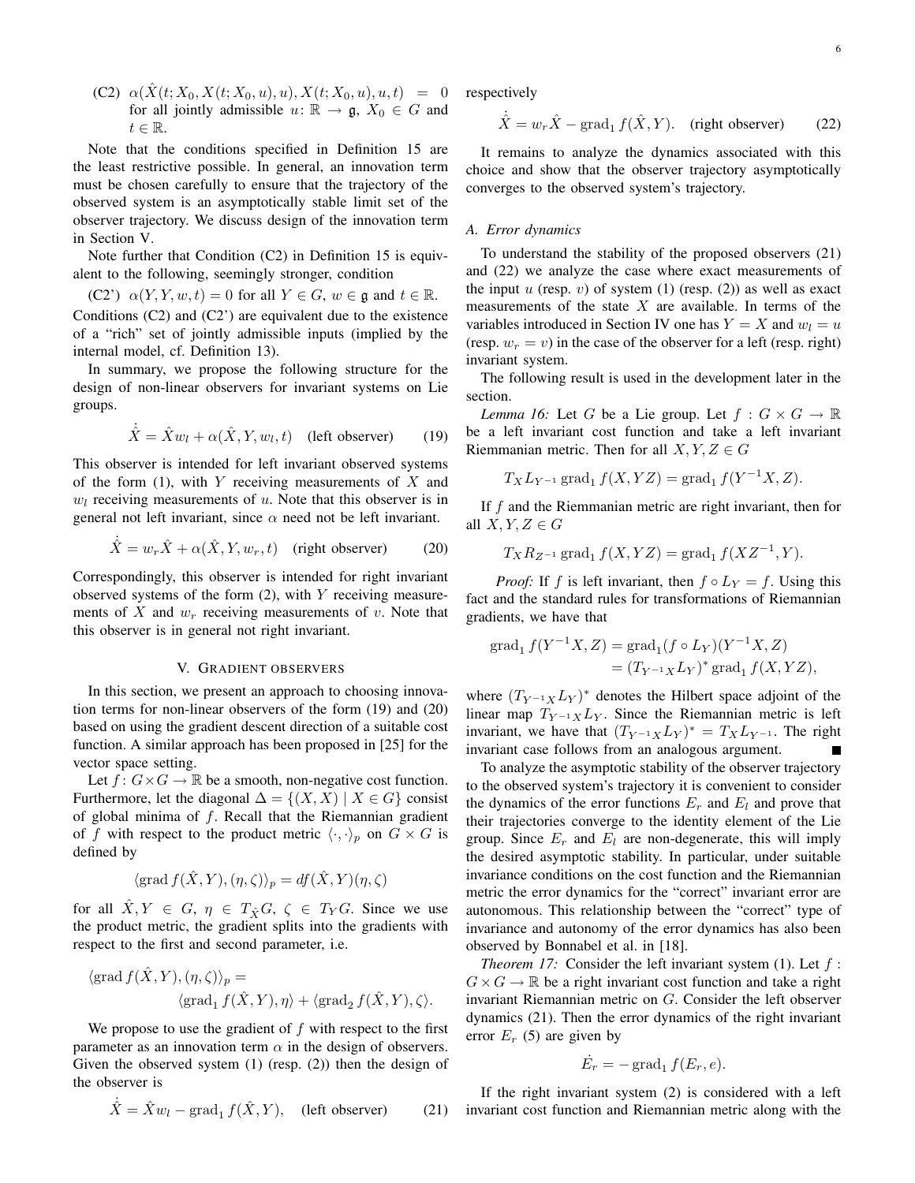(C2) $\alpha(\hat{X}(t; X_0, X(t; X_0, u), u), X(t; X_0, u), u, t) = 0$ for all jointly admissible $u\colon \mathbb{R} \to \mathfrak{g}$, $X_0 \in G$ and $t \in \mathbb{R}$.

Note that the conditions specified in Definition 15 are the least restrictive possible. In general, an innovation term must be chosen carefully to ensure that the trajectory of the observed system is an asymptotically stable limit set of the observer trajectory. We discuss design of the innovation term in Section V.

Note further that Condition (C2) in Definition 15 is equivalent to the following, seemingly stronger, condition

(C2') $\alpha(Y, Y, w, t) = 0$ for all $Y \in G$, $w \in \mathfrak{g}$ and $t \in \mathbb{R}$.

Conditions (C2) and (C2') are equivalent due to the existence of a "rich" set of jointly admissible inputs (implied by the internal model, cf. Definition 13).

In summary, we propose the following structure for the design of non-linear observers for invariant systems on Lie groups.

$$\dot{\hat{X}} = \hat{X} w_l + \alpha(\hat{X}, Y, w_l, t) \quad \text{(left observer)} \qquad (19)$$

This observer is intended for left invariant observed systems of the form (1), with $Y$ receiving measurements of $X$ and $w_l$ receiving measurements of $u$. Note that this observer is in general not left invariant, since $\alpha$ need not be left invariant.

$$\dot{\hat{X}} = w_r \hat{X} + \alpha(\hat{X}, Y, w_r, t) \quad \text{(right observer)} \qquad (20)$$

Correspondingly, this observer is intended for right invariant observed systems of the form (2), with $Y$ receiving measurements of $X$ and $w_r$ receiving measurements of $v$. Note that this observer is in general not right invariant.

## V. Gradient observers

In this section, we present an approach to choosing innovation terms for non-linear observers of the form (19) and (20) based on using the gradient descent direction of a suitable cost function. A similar approach has been proposed in [25] for the vector space setting.

Let $f\colon G \times G \to \mathbb{R}$ be a smooth, non-negative cost function. Furthermore, let the diagonal $\Delta = \{(X, X) \mid X \in G\}$ consist of global minima of $f$. Recall that the Riemannian gradient of $f$ with respect to the product metric $\langle \cdot, \cdot \rangle_p$ on $G \times G$ is defined by

$$\langle \operatorname{grad} f(\hat{X}, Y), (\eta, \zeta) \rangle_p = df(\hat{X}, Y)(\eta, \zeta)$$

for all $\hat{X}, Y \in G$, $\eta \in T_{\hat{X}} G$, $\zeta \in T_Y G$. Since we use the product metric, the gradient splits into the gradients with respect to the first and second parameter, i.e.

$$\langle \operatorname{grad} f(\hat{X}, Y), (\eta, \zeta) \rangle_p = \langle \operatorname{grad}_1 f(\hat{X}, Y), \eta \rangle + \langle \operatorname{grad}_2 f(\hat{X}, Y), \zeta \rangle.$$

We propose to use the gradient of $f$ with respect to the first parameter as an innovation term $\alpha$ in the design of observers. Given the observed system (1) (resp. (2)) then the design of the observer is

$$\dot{\hat{X}} = \hat{X} w_l - \operatorname{grad}_1 f(\hat{X}, Y), \quad \text{(left observer)} \qquad (21)$$

respectively

$$\dot{\hat{X}} = w_r \hat{X} - \operatorname{grad}_1 f(\hat{X}, Y). \quad \text{(right observer)} \qquad (22)$$

It remains to analyze the dynamics associated with this choice and show that the observer trajectory asymptotically converges to the observed system's trajectory.

### A. Error dynamics

To understand the stability of the proposed observers (21) and (22) we analyze the case where exact measurements of the input $u$ (resp. $v$) of system (1) (resp. (2)) as well as exact measurements of the state $X$ are available. In terms of the variables introduced in Section IV one has $Y = X$ and $w_l = u$ (resp. $w_r = v$) in the case of the observer for a left (resp. right) invariant system.

The following result is used in the development later in the section.

*Lemma 16:* Let $G$ be a Lie group. Let $f : G \times G \to \mathbb{R}$ be a left invariant cost function and take a left invariant Riemmanian metric. Then for all $X, Y, Z \in G$

$$T_X L_{Y^{-1}} \operatorname{grad}_1 f(X, YZ) = \operatorname{grad}_1 f(Y^{-1}X, Z).$$

If $f$ and the Riemannian metric are right invariant, then for all $X, Y, Z \in G$

$$T_X R_{Z^{-1}} \operatorname{grad}_1 f(X, YZ) = \operatorname{grad}_1 f(XZ^{-1}, Y).$$

*Proof:* If $f$ is left invariant, then $f \circ L_Y = f$. Using this fact and the standard rules for transformations of Riemannian gradients, we have that

$$\begin{aligned} \operatorname{grad}_1 f(Y^{-1}X, Z) &= \operatorname{grad}_1 (f \circ L_Y)(Y^{-1}X, Z) \\ &= (T_{Y^{-1}X} L_Y)^* \operatorname{grad}_1 f(X, YZ), \end{aligned}$$

where $(T_{Y^{-1}X} L_Y)^*$ denotes the Hilbert space adjoint of the linear map $T_{Y^{-1}X} L_Y$. Since the Riemannian metric is left invariant, we have that $(T_{Y^{-1}X} L_Y)^* = T_X L_{Y^{-1}}$. The right invariant case follows from an analogous argument. ∎

To analyze the asymptotic stability of the observer trajectory to the observed system's trajectory it is convenient to consider the dynamics of the error functions $E_r$ and $E_l$ and prove that their trajectories converge to the identity element of the Lie group. Since $E_r$ and $E_l$ are non-degenerate, this will imply the desired asymptotic stability. In particular, under suitable invariance conditions on the cost function and the Riemannian metric the error dynamics for the "correct" invariant error are autonomous. This relationship between the "correct" type of invariance and autonomy of the error dynamics has also been observed by Bonnabel et al. in [18].

*Theorem 17:* Consider the left invariant system (1). Let $f : G \times G \to \mathbb{R}$ be a right invariant cost function and take a right invariant Riemmanian metric on $G$. Consider the left observer dynamics (21). Then the error dynamics of the right invariant error $E_r$ (5) are given by

$$\dot{E}_r = -\operatorname{grad}_1 f(E_r, e).$$

If the right invariant system (2) is considered with a left invariant cost function and Riemannian metric along with the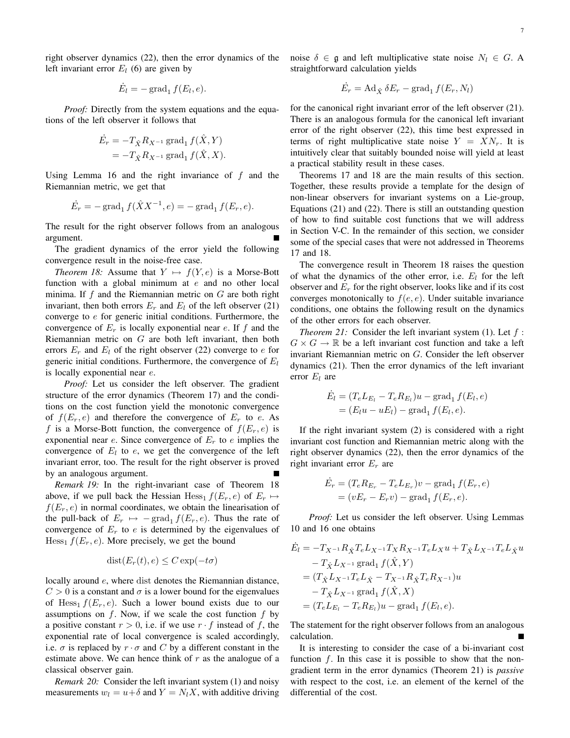right observer dynamics (22), then the error dynamics of the left invariant error $E_l$ (6) are given by

$$\dot{E}_l = -\operatorname{grad}_1 f(E_l, e).$$

*Proof:* Directly from the system equations and the equations of the left observer it follows that

$$\begin{aligned}\dot{E}_r &= -T_{\hat{X}} R_{X^{-1}} \operatorname{grad}_1 f(\hat{X}, Y) \\ &= -T_{\hat{X}} R_{X^{-1}} \operatorname{grad}_1 f(\hat{X}, X).\end{aligned}$$

Using Lemma 16 and the right invariance of $f$ and the Riemannian metric, we get that

$$\dot{E}_r = -\operatorname{grad}_1 f(\hat{X}X^{-1}, e) = -\operatorname{grad}_1 f(E_r, e).$$

The result for the right observer follows from an analogous argument. ∎

The gradient dynamics of the error yield the following convergence result in the noise-free case.

*Theorem 18:* Assume that $Y \mapsto f(Y, e)$ is a Morse-Bott function with a global minimum at $e$ and no other local minima. If $f$ and the Riemannian metric on $G$ are both right invariant, then both errors $E_r$ and $E_l$ of the left observer (21) converge to $e$ for generic initial conditions. Furthermore, the convergence of $E_r$ is locally exponential near $e$. If $f$ and the Riemannian metric on $G$ are both left invariant, then both errors $E_r$ and $E_l$ of the right observer (22) converge to $e$ for generic initial conditions. Furthermore, the convergence of $E_l$ is locally exponential near $e$.

*Proof:* Let us consider the left observer. The gradient structure of the error dynamics (Theorem 17) and the conditions on the cost function yield the monotonic convergence of $f(E_r, e)$ and therefore the convergence of $E_r$ to $e$. As $f$ is a Morse-Bott function, the convergence of $f(E_r, e)$ is exponential near $e$. Since convergence of $E_r$ to $e$ implies the convergence of $E_l$ to $e$, we get the convergence of the left invariant error, too. The result for the right observer is proved by an analogous argument. ∎

*Remark 19:* In the right-invariant case of Theorem 18 above, if we pull back the Hessian $\operatorname{Hess}_1 f(E_r, e)$ of $E_r \mapsto f(E_r, e)$ in normal coordinates, we obtain the linearisation of the pull-back of $E_r \mapsto -\operatorname{grad}_1 f(E_r, e)$. Thus the rate of convergence of $E_r$ to $e$ is determined by the eigenvalues of $\operatorname{Hess}_1 f(E_r, e)$. More precisely, we get the bound

$$\operatorname{dist}(E_r(t), e) \leq C \exp(-t\sigma)$$

locally around $e$, where $\operatorname{dist}$ denotes the Riemannian distance, $C > 0$ is a constant and $\sigma$ is a lower bound for the eigenvalues of $\operatorname{Hess}_1 f(E_r, e)$. Such a lower bound exists due to our assumptions on $f$. Now, if we scale the cost function $f$ by a positive constant $r > 0$, i.e. if we use $r \cdot f$ instead of $f$, the exponential rate of local convergence is scaled accordingly, i.e. $\sigma$ is replaced by $r \cdot \sigma$ and $C$ by a different constant in the estimate above. We can hence think of $r$ as the analogue of a classical observer gain.

*Remark 20:* Consider the left invariant system (1) and noisy measurements $w_l = u + \delta$ and $Y = N_l X$, with additive driving noise $\delta \in \mathfrak{g}$ and left multiplicative state noise $N_l \in G$. A straightforward calculation yields

$$\dot{E}_r = \operatorname{Ad}_{\hat{X}} \delta E_r - \operatorname{grad}_1 f(E_r, N_l)$$

for the canonical right invariant error of the left observer (21). There is an analogous formula for the canonical left invariant error of the right observer (22), this time best expressed in terms of right multiplicative state noise $Y = XN_r$. It is intuitively clear that suitably bounded noise will yield at least a practical stability result in these cases.

Theorems 17 and 18 are the main results of this section. Together, these results provide a template for the design of non-linear observers for invariant systems on a Lie-group, Equations (21) and (22). There is still an outstanding question of how to find suitable cost functions that we will address in Section V-C. In the remainder of this section, we consider some of the special cases that were not addressed in Theorems 17 and 18.

The convergence result in Theorem 18 raises the question of what the dynamics of the other error, i.e. $E_l$ for the left observer and $E_r$ for the right observer, looks like and if its cost converges monotonically to $f(e, e)$. Under suitable invariance conditions, one obtains the following result on the dynamics of the other errors for each observer.

*Theorem 21:* Consider the left invariant system (1). Let $f : G \times G \to \mathbb{R}$ be a left invariant cost function and take a left invariant Riemannian metric on $G$. Consider the left observer dynamics (21). Then the error dynamics of the left invariant error $E_l$ are

$$\begin{aligned}\dot{E}_l &= (T_e L_{E_l} - T_e R_{E_l})u - \operatorname{grad}_1 f(E_l, e) \\ &= (E_l u - u E_l) - \operatorname{grad}_1 f(E_l, e).\end{aligned}$$

If the right invariant system (2) is considered with a right invariant cost function and Riemannian metric along with the right observer dynamics (22), then the error dynamics of the right invariant error $E_r$ are

$$\begin{aligned}\dot{E}_r &= (T_e R_{E_r} - T_e L_{E_r})v - \operatorname{grad}_1 f(E_r, e) \\ &= (v E_r - E_r v) - \operatorname{grad}_1 f(E_r, e).\end{aligned}$$

*Proof:* Let us consider the left observer. Using Lemmas 10 and 16 one obtains

$$\begin{aligned}\dot{E}_l &= -T_{X^{-1}} R_{\hat{X}} T_e L_{X^{-1}} T_X R_{X^{-1}} T_e L_X u + T_{\hat{X}} L_{X^{-1}} T_e L_{\hat{X}} u \\ &\quad - T_{\hat{X}} L_{X^{-1}} \operatorname{grad}_1 f(\hat{X}, Y) \\ &= (T_{\hat{X}} L_{X^{-1}} T_e L_{\hat{X}} - T_{X^{-1}} R_{\hat{X}} T_e R_{X^{-1}})u \\ &\quad - T_{\hat{X}} L_{X^{-1}} \operatorname{grad}_1 f(\hat{X}, X) \\ &= (T_e L_{E_l} - T_e R_{E_l})u - \operatorname{grad}_1 f(E_l, e).\end{aligned}$$

The statement for the right observer follows from an analogous calculation. ∎

It is interesting to consider the case of a bi-invariant cost function $f$. In this case it is possible to show that the non-gradient term in the error dynamics (Theorem 21) is *passive* with respect to the cost, i.e. an element of the kernel of the differential of the cost.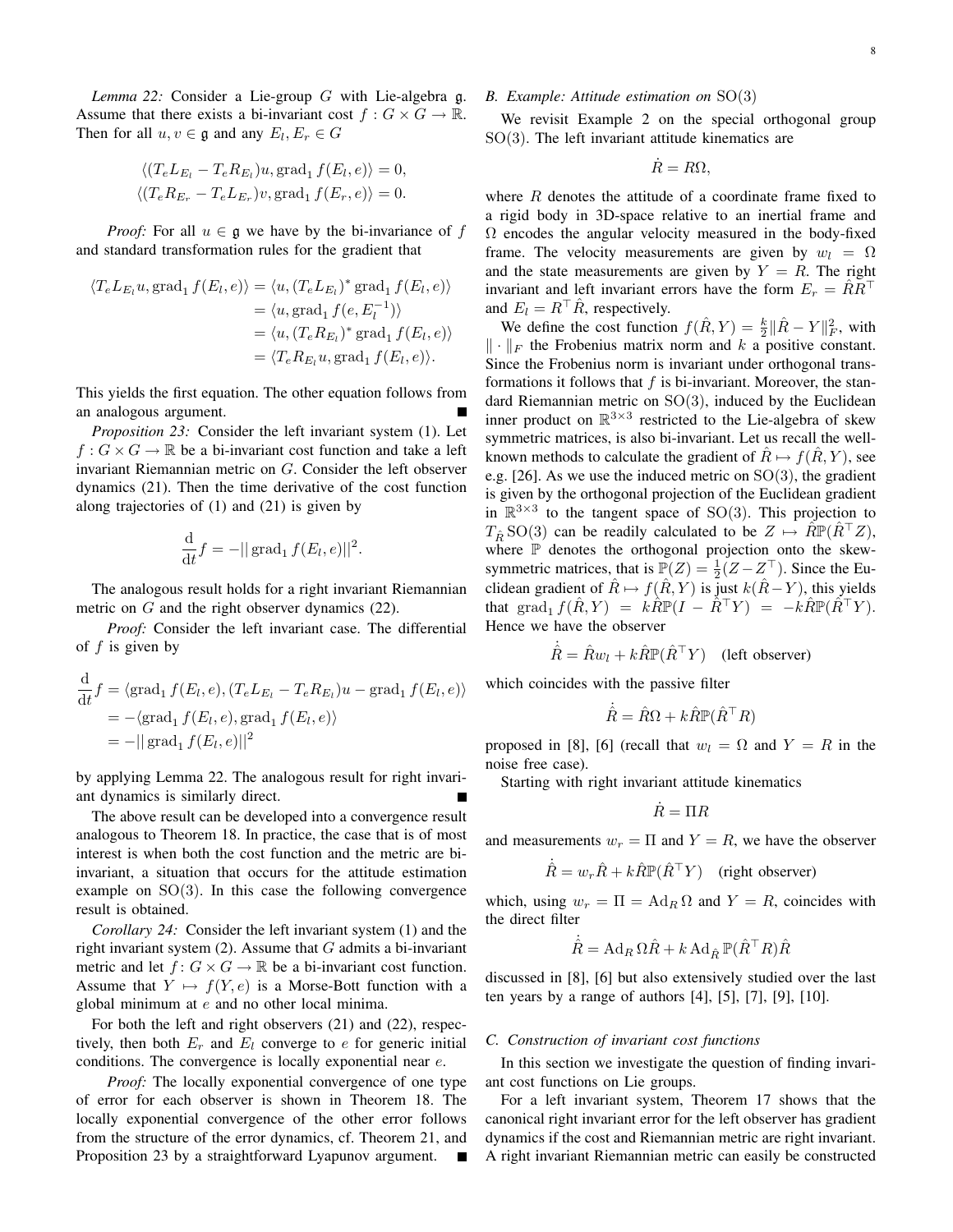*Lemma 22:* Consider a Lie-group $G$ with Lie-algebra $\mathfrak{g}$. Assume that there exists a bi-invariant cost $f : G \times G \to \mathbb{R}$. Then for all $u, v \in \mathfrak{g}$ and any $E_l, E_r \in G$

$$\langle (T_e L_{E_l} - T_e R_{E_l})u, \operatorname{grad}_1 f(E_l, e)\rangle = 0,$$
$$\langle (T_e R_{E_r} - T_e L_{E_r})v, \operatorname{grad}_1 f(E_r, e)\rangle = 0.$$

*Proof:* For all $u \in \mathfrak{g}$ we have by the bi-invariance of $f$ and standard transformation rules for the gradient that

$$\begin{aligned}
\langle T_e L_{E_l} u, \operatorname{grad}_1 f(E_l, e)\rangle &= \langle u, (T_e L_{E_l})^* \operatorname{grad}_1 f(E_l, e)\rangle \\
&= \langle u, \operatorname{grad}_1 f(e, E_l^{-1})\rangle \\
&= \langle u, (T_e R_{E_l})^* \operatorname{grad}_1 f(E_l, e)\rangle \\
&= \langle T_e R_{E_l} u, \operatorname{grad}_1 f(E_l, e)\rangle.
\end{aligned}$$

This yields the first equation. The other equation follows from an analogous argument. ∎

*Proposition 23:* Consider the left invariant system (1). Let $f : G \times G \to \mathbb{R}$ be a bi-invariant cost function and take a left invariant Riemannian metric on $G$. Consider the left observer dynamics (21). Then the time derivative of the cost function along trajectories of (1) and (21) is given by

$$\frac{\mathrm{d}}{\mathrm{d}t} f = -|| \operatorname{grad}_1 f(E_l, e)||^2.$$

The analogous result holds for a right invariant Riemannian metric on $G$ and the right observer dynamics (22).

*Proof:* Consider the left invariant case. The differential of $f$ is given by

$$\begin{aligned}
\frac{\mathrm{d}}{\mathrm{d}t} f &= \langle \operatorname{grad}_1 f(E_l, e), (T_e L_{E_l} - T_e R_{E_l})u - \operatorname{grad}_1 f(E_l, e)\rangle \\
&= -\langle \operatorname{grad}_1 f(E_l, e), \operatorname{grad}_1 f(E_l, e)\rangle \\
&= -|| \operatorname{grad}_1 f(E_l, e)||^2
\end{aligned}$$

by applying Lemma 22. The analogous result for right invariant dynamics is similarly direct. ∎

The above result can be developed into a convergence result analogous to Theorem 18. In practice, the case that is of most interest is when both the cost function and the metric are bi-invariant, a situation that occurs for the attitude estimation example on $\mathrm{SO}(3)$. In this case the following convergence result is obtained.

*Corollary 24:* Consider the left invariant system (1) and the right invariant system (2). Assume that $G$ admits a bi-invariant metric and let $f : G \times G \to \mathbb{R}$ be a bi-invariant cost function. Assume that $Y \mapsto f(Y, e)$ is a Morse-Bott function with a global minimum at $e$ and no other local minima.

For both the left and right observers (21) and (22), respectively, then both $E_r$ and $E_l$ converge to $e$ for generic initial conditions. The convergence is locally exponential near $e$.

*Proof:* The locally exponential convergence of one type of error for each observer is shown in Theorem 18. The locally exponential convergence of the other error follows from the structure of the error dynamics, cf. Theorem 21, and Proposition 23 by a straightforward Lyapunov argument. ∎

### B. Example: Attitude estimation on $\mathrm{SO}(3)$

We revisit Example 2 on the special orthogonal group $\mathrm{SO}(3)$. The left invariant attitude kinematics are

$$\dot{R} = R\Omega,$$

where $R$ denotes the attitude of a coordinate frame fixed to a rigid body in 3D-space relative to an inertial frame and $\Omega$ encodes the angular velocity measured in the body-fixed frame. The velocity measurements are given by $w_l = \Omega$ and the state measurements are given by $Y = R$. The right invariant and left invariant errors have the form $E_r = \hat{R}R^\top$ and $E_l = R^\top \hat{R}$, respectively.

We define the cost function $f(\hat{R}, Y) = \frac{k}{2}\|\hat{R} - Y\|_F^2$, with $\|\cdot\|_F$ the Frobenius matrix norm and $k$ a positive constant. Since the Frobenius norm is invariant under orthogonal transformations it follows that $f$ is bi-invariant. Moreover, the standard Riemannian metric on $\mathrm{SO}(3)$, induced by the Euclidean inner product on $\mathbb{R}^{3\times 3}$ restricted to the Lie-algebra of skew symmetric matrices, is also bi-invariant. Let us recall the well-known methods to calculate the gradient of $\hat{R} \mapsto f(\hat{R}, Y)$, see e.g. [26]. As we use the induced metric on $\mathrm{SO}(3)$, the gradient is given by the orthogonal projection of the Euclidean gradient in $\mathbb{R}^{3\times 3}$ to the tangent space of $\mathrm{SO}(3)$. This projection to $T_{\hat{R}}\mathrm{SO}(3)$ can be readily calculated to be $Z \mapsto \hat{R}\mathbb{P}(\hat{R}^\top Z)$, where $\mathbb{P}$ denotes the orthogonal projection onto the skew-symmetric matrices, that is $\mathbb{P}(Z) = \frac{1}{2}(Z - Z^\top)$. Since the Euclidean gradient of $\hat{R} \mapsto f(\hat{R}, Y)$ is just $k(\hat{R} - Y)$, this yields that $\operatorname{grad}_1 f(\hat{R}, Y) = k\hat{R}\mathbb{P}(I - \hat{R}^\top Y) = -k\hat{R}\mathbb{P}(\hat{R}^\top Y)$. Hence we have the observer

$$\dot{\hat{R}} = \hat{R}w_l + k\hat{R}\mathbb{P}(\hat{R}^\top Y) \quad \text{(left observer)}$$

which coincides with the passive filter

$$\dot{\hat{R}} = \hat{R}\Omega + k\hat{R}\mathbb{P}(\hat{R}^\top R)$$

proposed in [8], [6] (recall that $w_l = \Omega$ and $Y = R$ in the noise free case).

Starting with right invariant attitude kinematics

$$\dot{R} = \Pi R$$

and measurements $w_r = \Pi$ and $Y = R$, we have the observer

$$\dot{\hat{R}} = w_r\hat{R} + k\hat{R}\mathbb{P}(\hat{R}^\top Y) \quad \text{(right observer)}$$

which, using $w_r = \Pi = \mathrm{Ad}_R\,\Omega$ and $Y = R$, coincides with the direct filter

$$\dot{\hat{R}} = \mathrm{Ad}_R\,\Omega\hat{R} + k\,\mathrm{Ad}_{\hat{R}}\,\mathbb{P}(\hat{R}^\top R)\hat{R}$$

discussed in [8], [6] but also extensively studied over the last ten years by a range of authors [4], [5], [7], [9], [10].

### C. Construction of invariant cost functions

In this section we investigate the question of finding invariant cost functions on Lie groups.

For a left invariant system, Theorem 17 shows that the canonical right invariant error for the left observer has gradient dynamics if the cost and Riemannian metric are right invariant. A right invariant Riemannian metric can easily be constructed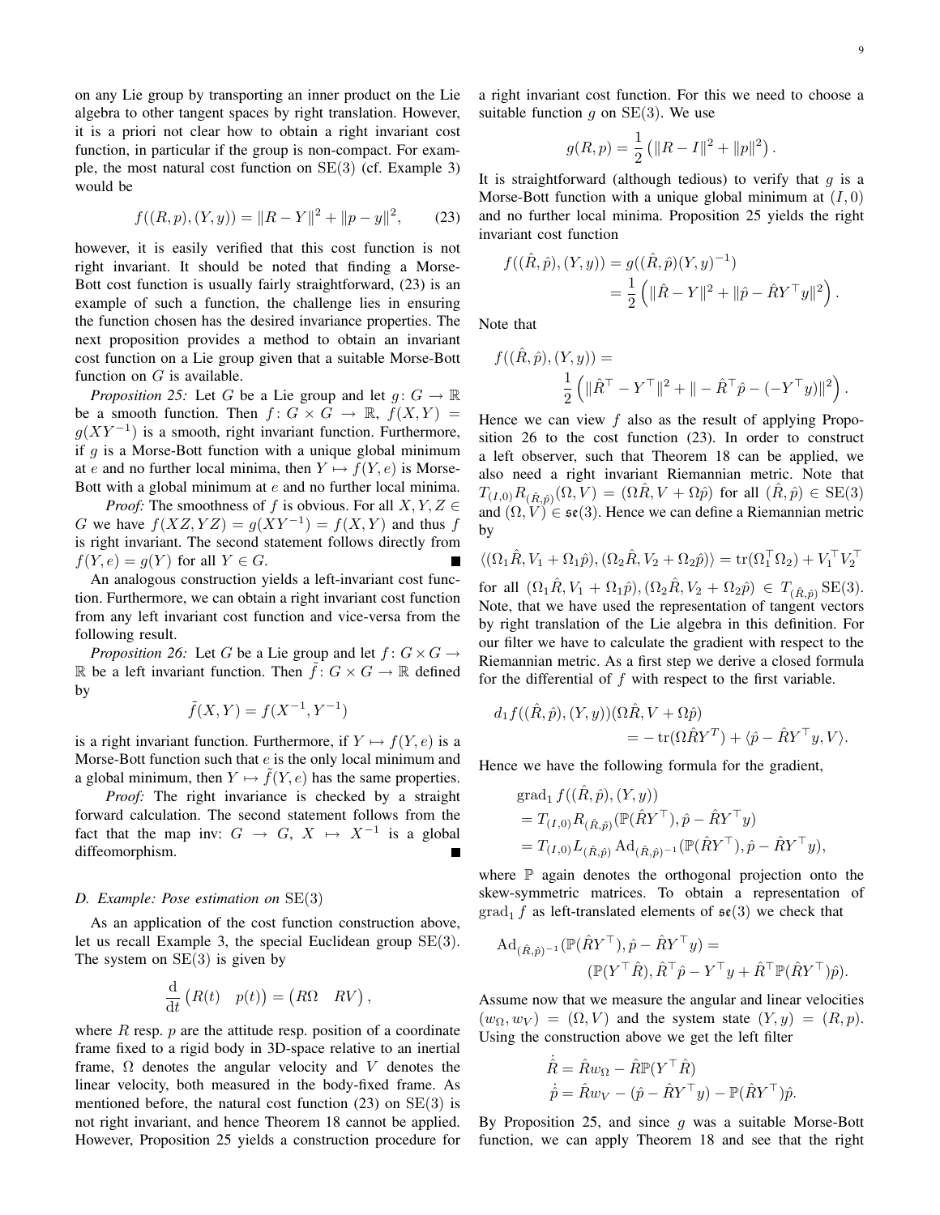on any Lie group by transporting an inner product on the Lie algebra to other tangent spaces by right translation. However, it is a priori not clear how to obtain a right invariant cost function, in particular if the group is non-compact. For example, the most natural cost function on $\mathrm{SE}(3)$ (cf. Example 3) would be

$$f((R,p),(Y,y)) = \|R-Y\|^2 + \|p-y\|^2, \qquad (23)$$

however, it is easily verified that this cost function is not right invariant. It should be noted that finding a Morse-Bott cost function is usually fairly straightforward, (23) is an example of such a function, the challenge lies in ensuring the function chosen has the desired invariance properties. The next proposition provides a method to obtain an invariant cost function on a Lie group given that a suitable Morse-Bott function on $G$ is available.

*Proposition 25:* Let $G$ be a Lie group and let $g\colon G \to \mathbb{R}$ be a smooth function. Then $f\colon G\times G \to \mathbb{R}$, $f(X,Y) = g(XY^{-1})$ is a smooth, right invariant function. Furthermore, if $g$ is a Morse-Bott function with a unique global minimum at $e$ and no further local minima, then $Y \mapsto f(Y,e)$ is Morse-Bott with a global minimum at $e$ and no further local minima.

*Proof:* The smoothness of $f$ is obvious. For all $X,Y,Z \in G$ we have $f(XZ,YZ) = g(XY^{-1}) = f(X,Y)$ and thus $f$ is right invariant. The second statement follows directly from $f(Y,e) = g(Y)$ for all $Y \in G$. ■

An analogous construction yields a left-invariant cost function. Furthermore, we can obtain a right invariant cost function from any left invariant cost function and vice-versa from the following result.

*Proposition 26:* Let $G$ be a Lie group and let $f\colon G\times G \to \mathbb{R}$ be a left invariant function. Then $\tilde{f}\colon G\times G \to \mathbb{R}$ defined by

$$\tilde{f}(X,Y) = f(X^{-1},Y^{-1})$$

is a right invariant function. Furthermore, if $Y \mapsto f(Y,e)$ is a Morse-Bott function such that $e$ is the only local minimum and a global minimum, then $Y \mapsto \tilde{f}(Y,e)$ has the same properties.

*Proof:* The right invariance is checked by a straight forward calculation. The second statement follows from the fact that the map inv: $G \to G$, $X \mapsto X^{-1}$ is a global diffeomorphism. ■

### D. Example: Pose estimation on $\mathrm{SE}(3)$

As an application of the cost function construction above, let us recall Example 3, the special Euclidean group $\mathrm{SE}(3)$. The system on $\mathrm{SE}(3)$ is given by

$$\frac{\mathrm{d}}{\mathrm{d}t}\begin{pmatrix} R(t) & p(t)\end{pmatrix} = \begin{pmatrix} R\Omega & RV\end{pmatrix},$$

where $R$ resp. $p$ are the attitude resp. position of a coordinate frame fixed to a rigid body in 3D-space relative to an inertial frame, $\Omega$ denotes the angular velocity and $V$ denotes the linear velocity, both measured in the body-fixed frame. As mentioned before, the natural cost function (23) on $\mathrm{SE}(3)$ is not right invariant, and hence Theorem 18 cannot be applied. However, Proposition 25 yields a construction procedure for a right invariant cost function. For this we need to choose a suitable function $g$ on $\mathrm{SE}(3)$. We use

$$g(R,p) = \frac{1}{2}\left(\|R-I\|^2 + \|p\|^2\right).$$

It is straightforward (although tedious) to verify that $g$ is a Morse-Bott function with a unique global minimum at $(I,0)$ and no further local minima. Proposition 25 yields the right invariant cost function

$$\begin{aligned} f((\hat{R},\hat{p}),(Y,y)) &= g((\hat{R},\hat{p})(Y,y)^{-1}) \\ &= \frac{1}{2}\left(\|\hat{R}-Y\|^2 + \|\hat{p}-\hat{R}Y^\top y\|^2\right). \end{aligned}$$

Note that

$$f((\hat{R},\hat{p}),(Y,y)) = \frac{1}{2}\left(\|\hat{R}^\top - Y^\top\|^2 + \|-\hat{R}^\top\hat{p} - (-Y^\top y)\|^2\right).$$

Hence we can view $f$ also as the result of applying Proposition 26 to the cost function (23). In order to construct a left observer, such that Theorem 18 can be applied, we also need a right invariant Riemannian metric. Note that $T_{(I,0)}R_{(\hat{R},\hat{p})}(\Omega,V) = (\Omega\hat{R}, V+\Omega\hat{p})$ for all $(\hat{R},\hat{p}) \in \mathrm{SE}(3)$ and $(\Omega,V) \in \mathfrak{se}(3)$. Hence we can define a Riemannian metric by

$$\langle(\Omega_1\hat{R}, V_1+\Omega_1\hat{p}),(\Omega_2\hat{R},V_2+\Omega_2\hat{p})\rangle = \mathrm{tr}(\Omega_1^\top\Omega_2) + V_1^\top V_2^\top$$

for all $(\Omega_1\hat{R}, V_1+\Omega_1\hat{p}),(\Omega_2\hat{R},V_2+\Omega_2\hat{p}) \in T_{(\hat{R},\hat{p})}\mathrm{SE}(3)$. Note, that we have used the representation of tangent vectors by right translation of the Lie algebra in this definition. For our filter we have to calculate the gradient with respect to the Riemannian metric. As a first step we derive a closed formula for the differential of $f$ with respect to the first variable.

$$\begin{aligned} d_1 f((\hat{R},\hat{p}),(Y,y))(\Omega\hat{R}, V+\Omega\hat{p}) \\ = -\,\mathrm{tr}(\Omega\hat{R}Y^T) + \langle\hat{p}-\hat{R}Y^\top y, V\rangle. \end{aligned}$$

Hence we have the following formula for the gradient,

$$\begin{aligned} &\mathrm{grad}_1 f((\hat{R},\hat{p}),(Y,y)) \\ &= T_{(I,0)}R_{(\hat{R},\hat{p})}(\mathbb{P}(\hat{R}Y^\top), \hat{p}-\hat{R}Y^\top y) \\ &= T_{(I,0)}L_{(\hat{R},\hat{p})}\mathrm{Ad}_{(\hat{R},\hat{p})^{-1}}(\mathbb{P}(\hat{R}Y^\top), \hat{p}-\hat{R}Y^\top y), \end{aligned}$$

where $\mathbb{P}$ again denotes the orthogonal projection onto the skew-symmetric matrices. To obtain a representation of $\mathrm{grad}_1 f$ as left-translated elements of $\mathfrak{se}(3)$ we check that

$$\begin{aligned} &\mathrm{Ad}_{(\hat{R},\hat{p})^{-1}}(\mathbb{P}(\hat{R}Y^\top), \hat{p}-\hat{R}Y^\top y) = \\ &\qquad (\mathbb{P}(Y^\top\hat{R}), \hat{R}^\top\hat{p} - Y^\top y + \hat{R}^\top\mathbb{P}(\hat{R}Y^\top)\hat{p}). \end{aligned}$$

Assume now that we measure the angular and linear velocities $(w_\Omega, w_V) = (\Omega, V)$ and the system state $(Y,y) = (R,p)$. Using the construction above we get the left filter

$$\begin{aligned} \dot{\hat{R}} &= \hat{R}w_\Omega - \hat{R}\mathbb{P}(Y^\top\hat{R}) \\ \dot{\hat{p}} &= \hat{R}w_V - (\hat{p}-\hat{R}Y^\top y) - \mathbb{P}(\hat{R}Y^\top)\hat{p}. \end{aligned}$$

By Proposition 25, and since $g$ was a suitable Morse-Bott function, we can apply Theorem 18 and see that the right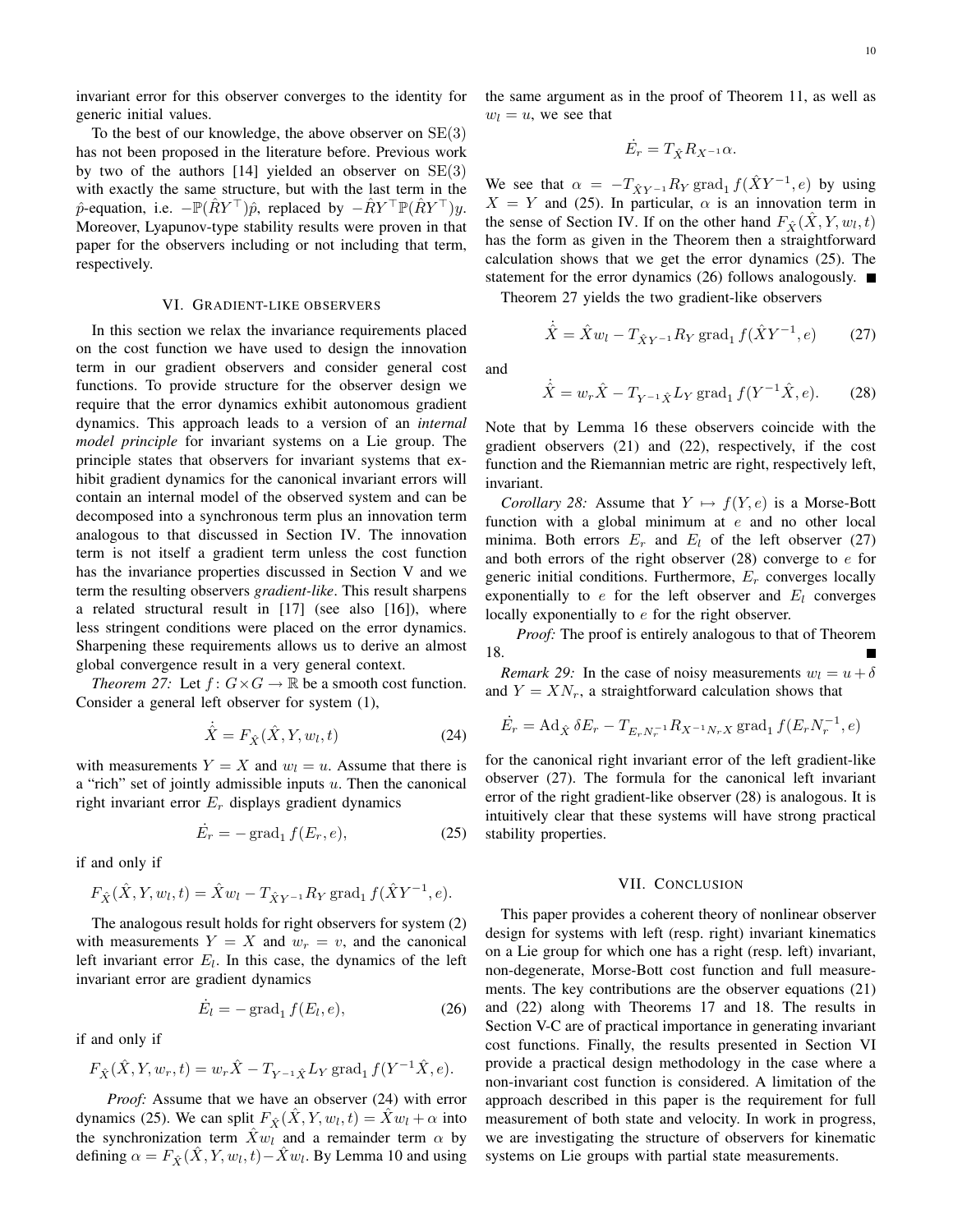invariant error for this observer converges to the identity for generic initial values.

To the best of our knowledge, the above observer on $\mathrm{SE}(3)$ has not been proposed in the literature before. Previous work by two of the authors [14] yielded an observer on $\mathrm{SE}(3)$ with exactly the same structure, but with the last term in the $\hat{p}$-equation, i.e. $-\mathbb{P}(\hat{R}Y^\top)\hat{p}$, replaced by $-\hat{R}Y^\top\mathbb{P}(\hat{R}Y^\top)y$. Moreover, Lyapunov-type stability results were proven in that paper for the observers including or not including that term, respectively.

## VI. Gradient-like observers

In this section we relax the invariance requirements placed on the cost function we have used to design the innovation term in our gradient observers and consider general cost functions. To provide structure for the observer design we require that the error dynamics exhibit autonomous gradient dynamics. This approach leads to a version of an *internal model principle* for invariant systems on a Lie group. The principle states that observers for invariant systems that exhibit gradient dynamics for the canonical invariant errors will contain an internal model of the observed system and can be decomposed into a synchronous term plus an innovation term analogous to that discussed in Section IV. The innovation term is not itself a gradient term unless the cost function has the invariance properties discussed in Section V and we term the resulting observers *gradient-like*. This result sharpens a related structural result in [17] (see also [16]), where less stringent conditions were placed on the error dynamics. Sharpening these requirements allows us to derive an almost global convergence result in a very general context.

*Theorem 27:* Let $f\colon G\times G\to\mathbb{R}$ be a smooth cost function. Consider a general left observer for system (1),

$$\dot{\hat{X}} = F_{\hat{X}}(\hat{X}, Y, w_l, t) \tag{24}$$

with measurements $Y = X$ and $w_l = u$. Assume that there is a "rich" set of jointly admissible inputs $u$. Then the canonical right invariant error $E_r$ displays gradient dynamics

$$\dot{E}_r = -\operatorname{grad}_1 f(E_r, e), \tag{25}$$

if and only if

$$F_{\hat{X}}(\hat{X}, Y, w_l, t) = \hat{X}w_l - T_{\hat{X}Y^{-1}}R_Y \operatorname{grad}_1 f(\hat{X}Y^{-1}, e).$$

The analogous result holds for right observers for system (2) with measurements $Y = X$ and $w_r = v$, and the canonical left invariant error $E_l$. In this case, the dynamics of the left invariant error are gradient dynamics

$$\dot{E}_l = -\operatorname{grad}_1 f(E_l, e), \tag{26}$$

if and only if

$$F_{\hat{X}}(\hat{X}, Y, w_r, t) = w_r\hat{X} - T_{Y^{-1}\hat{X}}L_Y \operatorname{grad}_1 f(Y^{-1}\hat{X}, e).$$

*Proof:* Assume that we have an observer (24) with error dynamics (25). We can split $F_{\hat{X}}(\hat{X}, Y, w_l, t) = \hat{X}w_l + \alpha$ into the synchronization term $\hat{X}w_l$ and a remainder term $\alpha$ by defining $\alpha = F_{\hat{X}}(\hat{X}, Y, w_l, t) - \hat{X}w_l$. By Lemma 10 and using the same argument as in the proof of Theorem 11, as well as $w_l = u$, we see that

$$\dot{E}_r = T_{\hat{X}}R_{X^{-1}}\alpha.$$

We see that $\alpha = -T_{\hat{X}Y^{-1}}R_Y \operatorname{grad}_1 f(\hat{X}Y^{-1}, e)$ by using $X = Y$ and (25). In particular, $\alpha$ is an innovation term in the sense of Section IV. If on the other hand $F_{\hat{X}}(\hat{X}, Y, w_l, t)$ has the form as given in the Theorem then a straightforward calculation shows that we get the error dynamics (25). The statement for the error dynamics (26) follows analogously. ∎

Theorem 27 yields the two gradient-like observers

$$\dot{\hat{X}} = \hat{X}w_l - T_{\hat{X}Y^{-1}}R_Y \operatorname{grad}_1 f(\hat{X}Y^{-1}, e) \tag{27}$$

and

$$\dot{\hat{X}} = w_r\hat{X} - T_{Y^{-1}\hat{X}}L_Y \operatorname{grad}_1 f(Y^{-1}\hat{X}, e). \tag{28}$$

Note that by Lemma 16 these observers coincide with the gradient observers (21) and (22), respectively, if the cost function and the Riemannian metric are right, respectively left, invariant.

*Corollary 28:* Assume that $Y \mapsto f(Y, e)$ is a Morse-Bott function with a global minimum at $e$ and no other local minima. Both errors $E_r$ and $E_l$ of the left observer (27) and both errors of the right observer (28) converge to $e$ for generic initial conditions. Furthermore, $E_r$ converges locally exponentially to $e$ for the left observer and $E_l$ converges locally exponentially to $e$ for the right observer.

*Proof:* The proof is entirely analogous to that of Theorem 18. ∎

*Remark 29:* In the case of noisy measurements $w_l = u + \delta$ and $Y = XN_r$, a straightforward calculation shows that

$$\dot{E}_r = \operatorname{Ad}_{\hat{X}}\delta E_r - T_{E_rN_r^{-1}}R_{X^{-1}N_rX}\operatorname{grad}_1 f(E_rN_r^{-1}, e)$$

for the canonical right invariant error of the left gradient-like observer (27). The formula for the canonical left invariant error of the right gradient-like observer (28) is analogous. It is intuitively clear that these systems will have strong practical stability properties.

## VII. Conclusion

This paper provides a coherent theory of nonlinear observer design for systems with left (resp. right) invariant kinematics on a Lie group for which one has a right (resp. left) invariant, non-degenerate, Morse-Bott cost function and full measurements. The key contributions are the observer equations (21) and (22) along with Theorems 17 and 18. The results in Section V-C are of practical importance in generating invariant cost functions. Finally, the results presented in Section VI provide a practical design methodology in the case where a non-invariant cost function is considered. A limitation of the approach described in this paper is the requirement for full measurement of both state and velocity. In work in progress, we are investigating the structure of observers for kinematic systems on Lie groups with partial state measurements.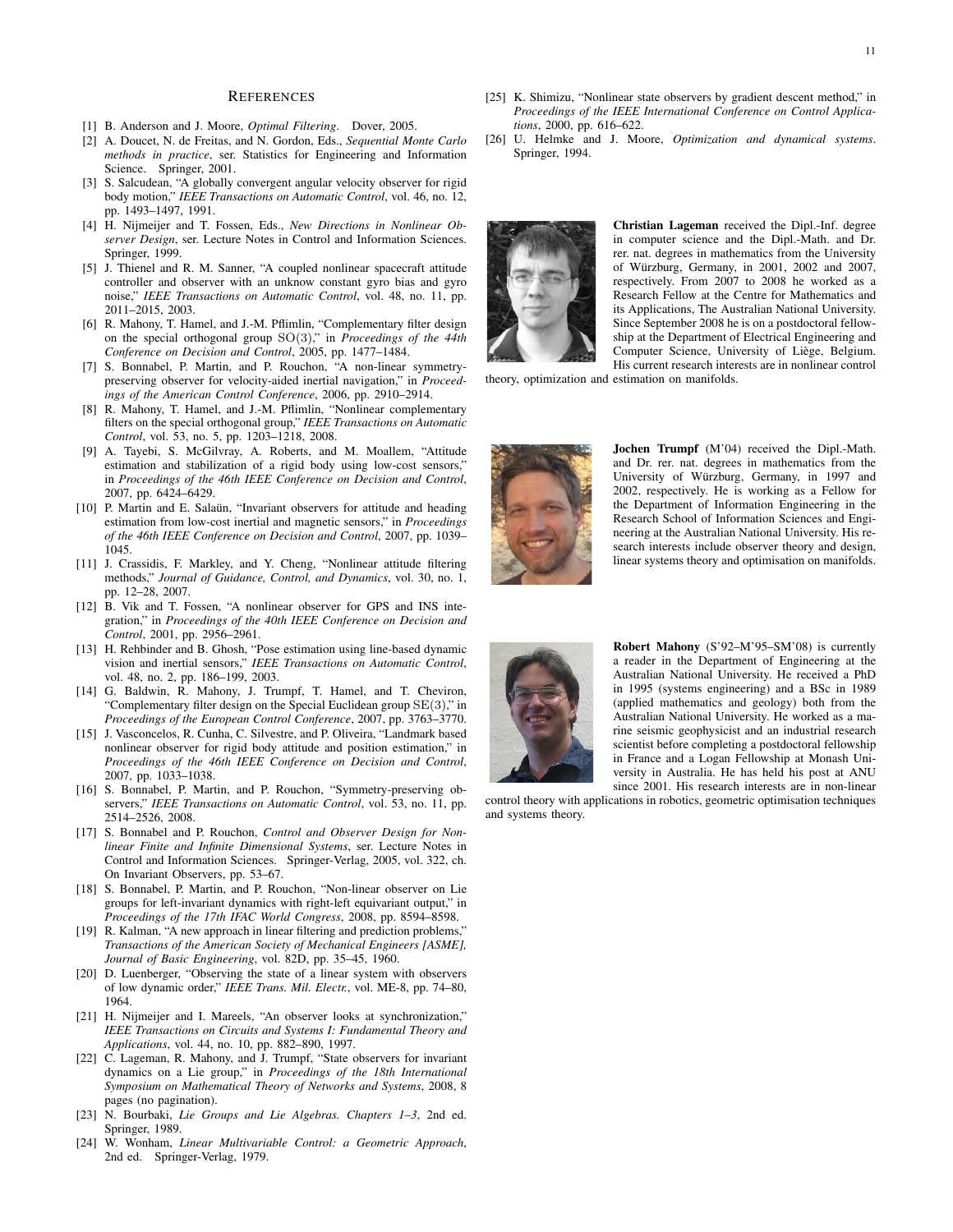## REFERENCES

[1] B. Anderson and J. Moore, *Optimal Filtering*. Dover, 2005.

[2] A. Doucet, N. de Freitas, and N. Gordon, Eds., *Sequential Monte Carlo methods in practice*, ser. Statistics for Engineering and Information Science. Springer, 2001.

[3] S. Salcudean, "A globally convergent angular velocity observer for rigid body motion," *IEEE Transactions on Automatic Control*, vol. 46, no. 12, pp. 1493–1497, 1991.

[4] H. Nijmeijer and T. Fossen, Eds., *New Directions in Nonlinear Observer Design*, ser. Lecture Notes in Control and Information Sciences. Springer, 1999.

[5] J. Thienel and R. M. Sanner, "A coupled nonlinear spacecraft attitude controller and observer with an unknow constant gyro bias and gyro noise," *IEEE Transactions on Automatic Control*, vol. 48, no. 11, pp. 2011–2015, 2003.

[6] R. Mahony, T. Hamel, and J.-M. Pflimlin, "Complementary filter design on the special orthogonal group $\mathrm{SO}(3)$," in *Proceedings of the 44th Conference on Decision and Control*, 2005, pp. 1477–1484.

[7] S. Bonnabel, P. Martin, and P. Rouchon, "A non-linear symmetry-preserving observer for velocity-aided inertial navigation," in *Proceedings of the American Control Conference*, 2006, pp. 2910–2914.

[8] R. Mahony, T. Hamel, and J.-M. Pflimlin, "Nonlinear complementary filters on the special orthogonal group," *IEEE Transactions on Automatic Control*, vol. 53, no. 5, pp. 1203–1218, 2008.

[9] A. Tayebi, S. McGilvray, A. Roberts, and M. Moallem, "Attitude estimation and stabilization of a rigid body using low-cost sensors," in *Proceedings of the 46th IEEE Conference on Decision and Control*, 2007, pp. 6424–6429.

[10] P. Martin and E. Salaün, "Invariant observers for attitude and heading estimation from low-cost inertial and magnetic sensors," in *Proceedings of the 46th IEEE Conference on Decision and Control*, 2007, pp. 1039–1045.

[11] J. Crassidis, F. Markley, and Y. Cheng, "Nonlinear attitude filtering methods," *Journal of Guidance, Control, and Dynamics*, vol. 30, no. 1, pp. 12–28, 2007.

[12] B. Vik and T. Fossen, "A nonlinear observer for GPS and INS integration," in *Proceedings of the 40th IEEE Conference on Decision and Control*, 2001, pp. 2956–2961.

[13] H. Rehbinder and B. Ghosh, "Pose estimation using line-based dynamic vision and inertial sensors," *IEEE Transactions on Automatic Control*, vol. 48, no. 2, pp. 186–199, 2003.

[14] G. Baldwin, R. Mahony, J. Trumpf, T. Hamel, and T. Cheviron, "Complementary filter design on the Special Euclidean group $\mathrm{SE}(3)$," in *Proceedings of the European Control Conference*, 2007, pp. 3763–3770.

[15] J. Vasconcelos, R. Cunha, C. Silvestre, and P. Oliveira, "Landmark based nonlinear observer for rigid body attitude and position estimation," in *Proceedings of the 46th IEEE Conference on Decision and Control*, 2007, pp. 1033–1038.

[16] S. Bonnabel, P. Martin, and P. Rouchon, "Symmetry-preserving observers," *IEEE Transactions on Automatic Control*, vol. 53, no. 11, pp. 2514–2526, 2008.

[17] S. Bonnabel and P. Rouchon, *Control and Observer Design for Nonlinear Finite and Infinite Dimensional Systems*, ser. Lecture Notes in Control and Information Sciences. Springer-Verlag, 2005, vol. 322, ch. On Invariant Observers, pp. 53–67.

[18] S. Bonnabel, P. Martin, and P. Rouchon, "Non-linear observer on Lie groups for left-invariant dynamics with right-left equivariant output," in *Proceedings of the 17th IFAC World Congress*, 2008, pp. 8594–8598.

[19] R. Kalman, "A new approach in linear filtering and prediction problems," *Transactions of the American Society of Mechanical Engineers [ASME], Journal of Basic Engineering*, vol. 82D, pp. 35–45, 1960.

[20] D. Luenberger, "Observing the state of a linear system with observers of low dynamic order," *IEEE Trans. Mil. Electr.*, vol. ME-8, pp. 74–80, 1964.

[21] H. Nijmeijer and I. Mareels, "An observer looks at synchronization," *IEEE Transactions on Circuits and Systems I: Fundamental Theory and Applications*, vol. 44, no. 10, pp. 882–890, 1997.

[22] C. Lageman, R. Mahony, and J. Trumpf, "State observers for invariant dynamics on a Lie group," in *Proceedings of the 18th International Symposium on Mathematical Theory of Networks and Systems*, 2008, 8 pages (no pagination).

[23] N. Bourbaki, *Lie Groups and Lie Algebras. Chapters 1–3*, 2nd ed. Springer, 1989.

[24] W. Wonham, *Linear Multivariable Control: a Geometric Approach*, 2nd ed. Springer-Verlag, 1979.

[25] K. Shimizu, "Nonlinear state observers by gradient descent method," in *Proceedings of the IEEE International Conference on Control Applications*, 2000, pp. 616–622.

[26] U. Helmke and J. Moore, *Optimization and dynamical systems*. Springer, 1994.

**Christian Lageman** received the Dipl.-Inf. degree in computer science and the Dipl.-Math. and Dr. rer. nat. degrees in mathematics from the University of Würzburg, Germany, in 2001, 2002 and 2007, respectively. From 2007 to 2008 he worked as a Research Fellow at the Centre for Mathematics and its Applications, The Australian National University. Since September 2008 he is on a postdoctoral fellowship at the Department of Electrical Engineering and Computer Science, University of Liège, Belgium. His current research interests are in nonlinear control theory, optimization and estimation on manifolds.

**Jochen Trumpf** (M'04) received the Dipl.-Math. and Dr. rer. nat. degrees in mathematics from the University of Würzburg, Germany, in 1997 and 2002, respectively. He is working as a Fellow for the Department of Information Engineering in the Research School of Information Sciences and Engineering at the Australian National University. His research interests include observer theory and design, linear systems theory and optimisation on manifolds.

**Robert Mahony** (S'92–M'95–SM'08) is currently a reader in the Department of Engineering at the Australian National University. He received a PhD in 1995 (systems engineering) and a BSc in 1989 (applied mathematics and geology) both from the Australian National University. He worked as a marine seismic geophysicist and an industrial research scientist before completing a postdoctoral fellowship in France and a Logan Fellowship at Monash University in Australia. He has held his post at ANU since 2001. His research interests are in non-linear control theory with applications in robotics, geometric optimisation techniques and systems theory.